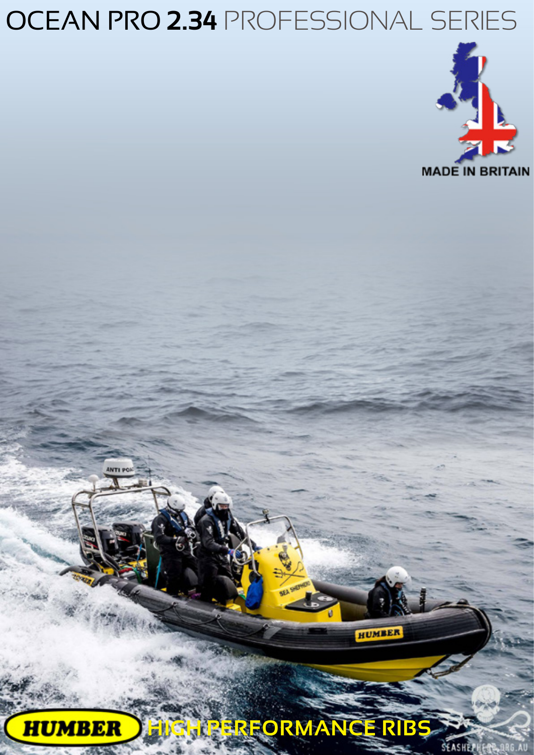# OCEAN PRO **2.34** PROFESSIONAL SERIES

MADE IN BRITAIN

HUMBER HIGH PERFORMANCE RIBS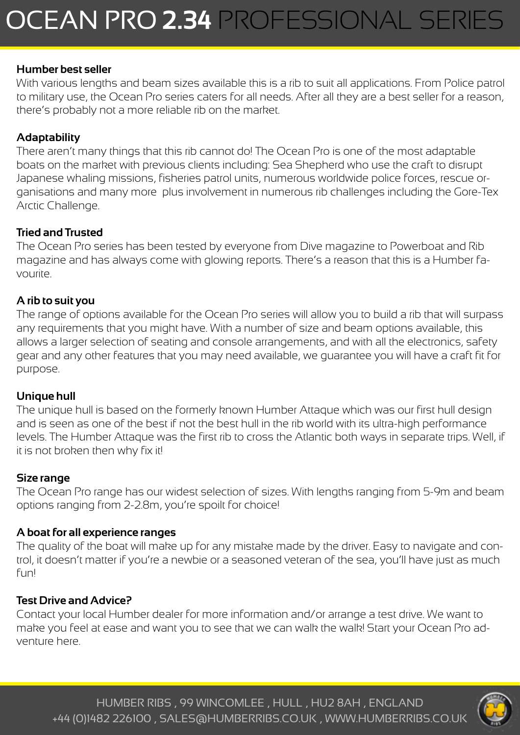# OCEAN PRO **2.34** PROFESSIONAL SERIES

**Humber best seller**

With various lengths and beam sizes available this is a rib to suit all applications. From Police patrol to military use, the Ocean Pro series caters for all needs. After all they are a best seller for a reason, there's probably not a more reliable rib on the market.

**Adaptability**

There aren't many things that this rib cannot do! The Ocean Pro is one of the most adaptable boats on the market with previous clients including: Sea Shepherd who use the craft to disrupt Japanese whaling missions, fisheries patrol units, numerous worldwide police forces, rescue organisations and many more plus involvement in numerous rib challenges including the Gore-Tex Arctic Challenge.

**Tried and Trusted**

The Ocean Pro series has been tested by everyone from Dive magazine to Powerboat and Rib magazine and has always come with glowing reports. There's a reason that this is a Humber favourite.

**A rib to suit you**

The range of options available for the Ocean Pro series will allow you to build a rib that will surpass any requirements that you might have. With a number of size and beam options available, this allows a larger selection of seating and console arrangements, and with all the electronics, safety gear and any other features that you may need available, we guarantee you will have a craft fit for purpose.

**Unique hull**

The unique hull is based on the formerly known Humber Attaque which was our first hull design and is seen as one of the best if not the best hull in the rib world with its ultra-high performance levels. The Humber Attaque was the first rib to cross the Atlantic both ways in separate trips. Well, if it is not broken then why fix it!

**Size range**

The Ocean Pro range has our widest selection of sizes. With lengths ranging from 5-9m and beam options ranging from 2-2.8m, you're spoilt for choice!

**A boat for all experience ranges**

The quality of the boat will make up for any mistake made by the driver. Easy to navigate and control, it doesn't matter if you're a newbie or a seasoned veteran of the sea, you'll have just as much fun!

**Test Drive and Advice?**

Contact your local Humber dealer for more information and/or arrange a test drive. We want to make you feel at ease and want you to see that we can walk the walk! Start your Ocean Pro adventure here.

HUMBER RIBS , 99 WINCOMLEE , HULL , HU2 8AH , ENGLAND
+44 (0)1482 226100 , SALES@HUMBERRIBS.CO.UK , WWW.HUMBERRIBS.CO.UK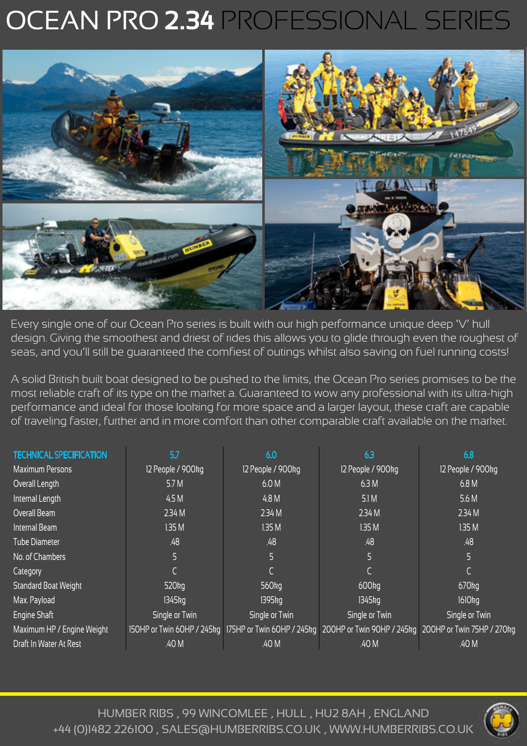# OCEAN PRO 2.34 PROFESSIONAL SERIES

Every single one of our Ocean Pro series is built with our high performance unique deep 'V' hull design. Giving the smoothest and driest of rides this allows you to glide through even the roughest of seas, and you'll still be guaranteed the comfiest of outings whilst also saving on fuel running costs!

A solid British built boat designed to be pushed to the limits, the Ocean Pro series promises to be the most reliable craft of its type on the market a. Guaranteed to wow any professional with its ultra-high performance and ideal for those looking for more space and a larger layout, these craft are capable of traveling faster, further and in more comfort than other comparable craft available on the market.

| TECHNICAL SPECIFICATION | 5.7 | 6.0 | 6.3 | 6.8 |
|---|---|---|---|---|
| Maximum Persons | 12 People / 900kg | 12 People / 900kg | 12 People / 900kg | 12 People / 900kg |
| Overall Length | 5.7 M | 6.0 M | 6.3 M | 6.8 M |
| Internal Length | 4.5 M | 4.8 M | 5.1 M | 5.6 M |
| Overall Beam | 2.34 M | 2.34 M | 2.34 M | 2.34 M |
| Internal Beam | 1.35 M | 1.35 M | 1.35 M | 1.35 M |
| Tube Diameter | .48 | .48 | .48 | .48 |
| No. of Chambers | 5 | 5 | 5 | 5 |
| Category | C | C | C | C |
| Standard Boat Weight | 520kg | 560kg | 600kg | 670kg |
| Max. Payload | 1345kg | 1395kg | 1345kg | 1610kg |
| Engine Shaft | Single or Twin | Single or Twin | Single or Twin | Single or Twin |
| Maximum HP / Engine Weight | 150HP or Twin 60HP / 245kg | 175HP or Twin 60HP / 245kg | 200HP or Twin 90HP / 245kg | 200HP or Twin 75HP / 270kg |
| Draft In Water At Rest | .40 M | .40 M | .40 M | .40 M |

HUMBER RIBS , 99 WINCOMLEE , HULL , HU2 8AH , ENGLAND
+44 (0)1482 226100 , SALES@HUMBERRIBS.CO.UK , WWW.HUMBERRIBS.CO.UK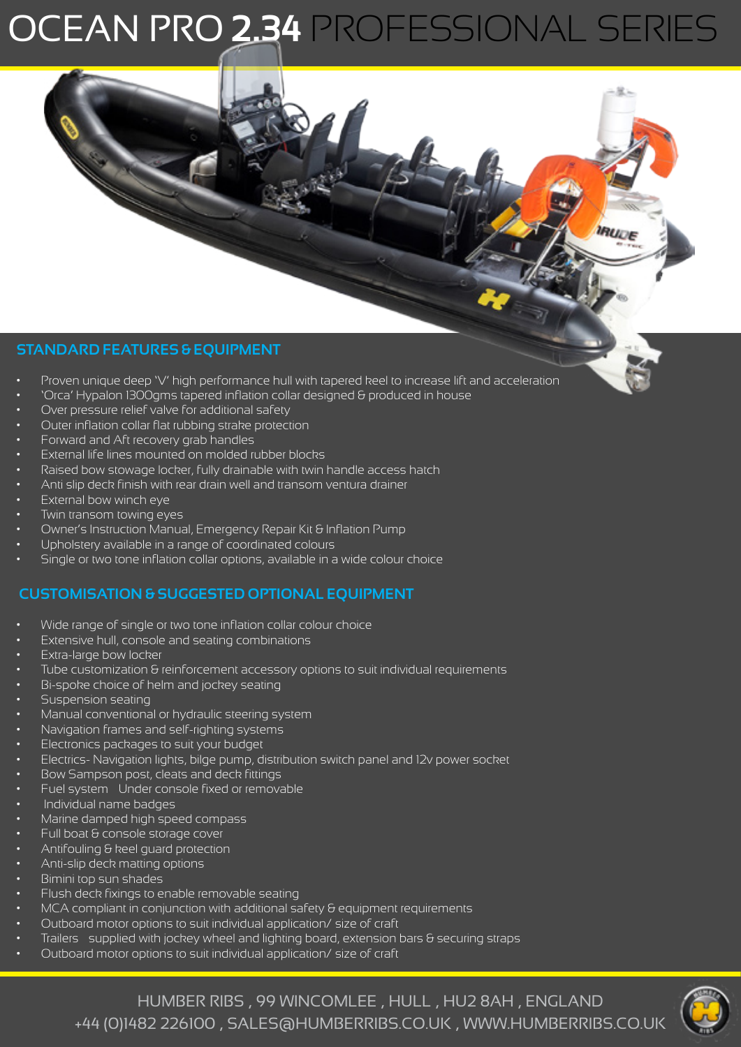# OCEAN PRO **2.34** PROFESSIONAL SERIES

## STANDARD FEATURES & EQUIPMENT

- Proven unique deep 'V' high performance hull with tapered keel to increase lift and acceleration
- 'Orca' Hypalon 1300gms tapered inflation collar designed & produced in house
- Over pressure relief valve for additional safety
- Outer inflation collar flat rubbing strake protection
- Forward and Aft recovery grab handles
- External life lines mounted on molded rubber blocks
- Raised bow stowage locker, fully drainable with twin handle access hatch
- Anti slip deck finish with rear drain well and transom ventura drainer
- External bow winch eye
- Twin transom towing eyes
- Owner's Instruction Manual, Emergency Repair Kit & Inflation Pump
- Upholstery available in a range of coordinated colours
- Single or two tone inflation collar options, available in a wide colour choice

## CUSTOMISATION & SUGGESTED OPTIONAL EQUIPMENT

- Wide range of single or two tone inflation collar colour choice
- Extensive hull, console and seating combinations
- Extra-large bow locker
- Tube customization & reinforcement accessory options to suit individual requirements
- Bi-spoke choice of helm and jockey seating
- Suspension seating
- Manual conventional or hydraulic steering system
- Navigation frames and self-righting systems
- Electronics packages to suit your budget
- Electrics- Navigation lights, bilge pump, distribution switch panel and 12v power socket
- Bow Sampson post, cleats and deck fittings
- Fuel system Under console fixed or removable
- Individual name badges
- Marine damped high speed compass
- Full boat & console storage cover
- Antifouling & keel guard protection
- Anti-slip deck matting options
- Bimini top sun shades
- Flush deck fixings to enable removable seating
- MCA compliant in conjunction with additional safety & equipment requirements
- Outboard motor options to suit individual application/ size of craft
- Trailers supplied with jockey wheel and lighting board, extension bars & securing straps
- Outboard motor options to suit individual application/ size of craft

HUMBER RIBS , 99 WINCOMLEE , HULL , HU2 8AH , ENGLAND
+44 (0)1482 226100 , SALES@HUMBERRIBS.CO.UK , WWW.HUMBERRIBS.CO.UK